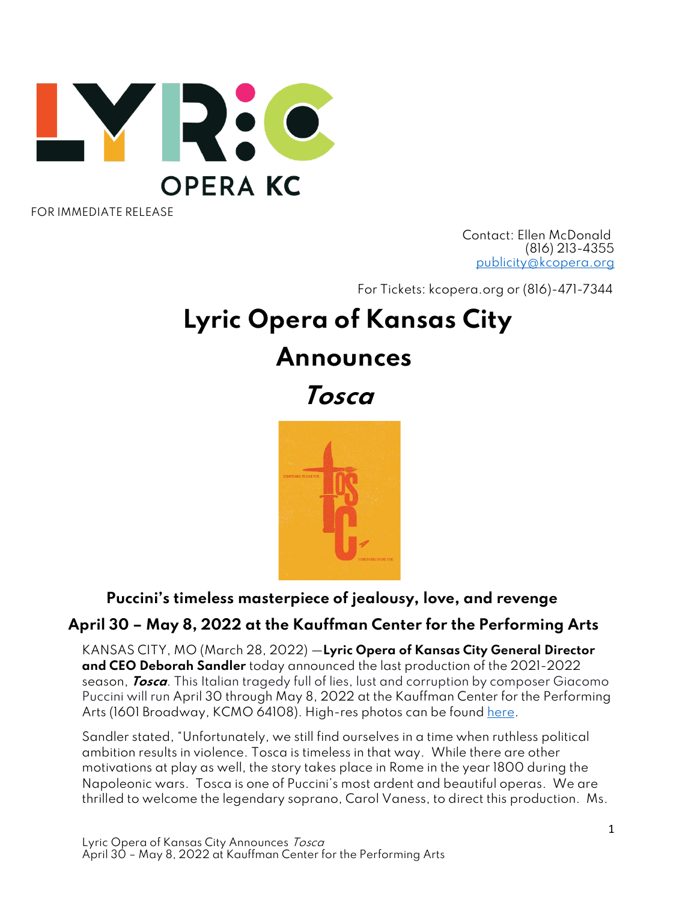FOR IMMEDIATE RELEASE

Contact: Ellen McDonald
(816) 213-4355
publicity@kcopera.org

For Tickets: kcopera.org or (816)-471-7344

# Lyric Opera of Kansas City Announces *Tosca*

### Puccini's timeless masterpiece of jealousy, love, and revenge

### April 30 – May 8, 2022 at the Kauffman Center for the Performing Arts

KANSAS CITY, MO (March 28, 2022) —**Lyric Opera of Kansas City General Director and CEO Deborah Sandler** today announced the last production of the 2021-2022 season, ***Tosca***. This Italian tragedy full of lies, lust and corruption by composer Giacomo Puccini will run April 30 through May 8, 2022 at the Kauffman Center for the Performing Arts (1601 Broadway, KCMO 64108). High-res photos can be found here.

Sandler stated, "Unfortunately, we still find ourselves in a time when ruthless political ambition results in violence. Tosca is timeless in that way. While there are other motivations at play as well, the story takes place in Rome in the year 1800 during the Napoleonic wars. Tosca is one of Puccini's most ardent and beautiful operas. We are thrilled to welcome the legendary soprano, Carol Vaness, to direct this production. Ms.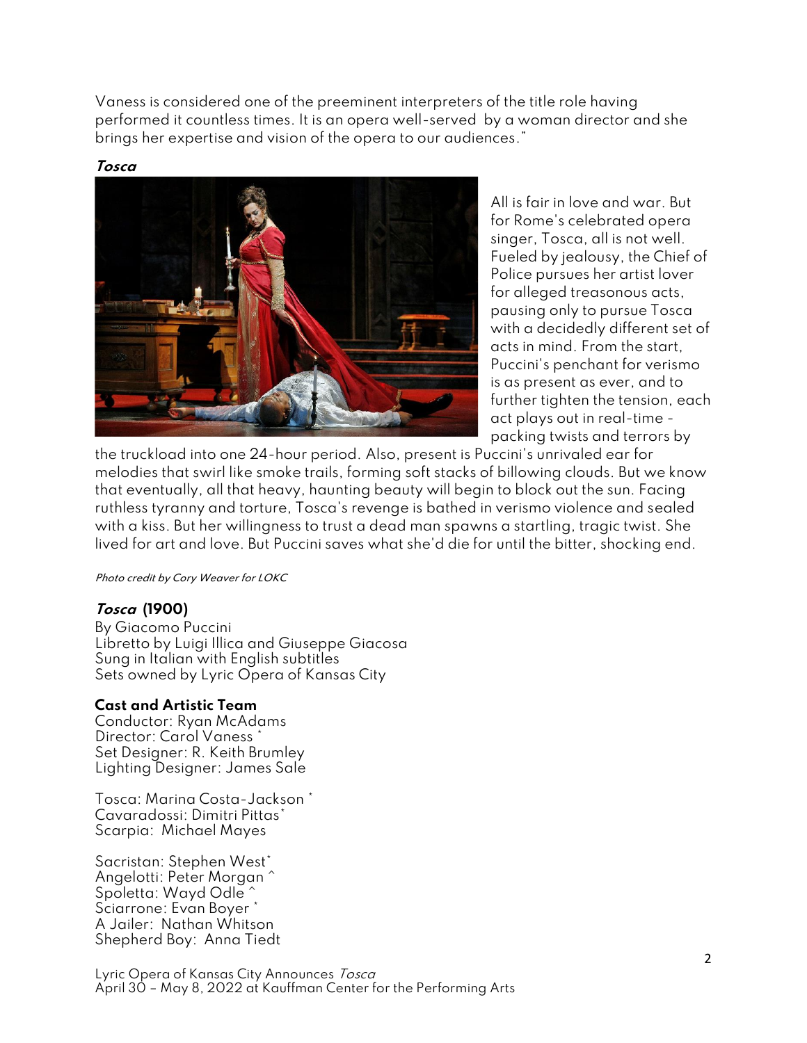Vaness is considered one of the preeminent interpreters of the title role having performed it countless times. It is an opera well-served by a woman director and she brings her expertise and vision of the opera to our audiences."

***Tosca***

All is fair in love and war. But for Rome's celebrated opera singer, Tosca, all is not well. Fueled by jealousy, the Chief of Police pursues her artist lover for alleged treasonous acts, pausing only to pursue Tosca with a decidedly different set of acts in mind. From the start, Puccini's penchant for verismo is as present as ever, and to further tighten the tension, each act plays out in real-time - packing twists and terrors by the truckload into one 24-hour period. Also, present is Puccini's unrivaled ear for melodies that swirl like smoke trails, forming soft stacks of billowing clouds. But we know that eventually, all that heavy, haunting beauty will begin to block out the sun. Facing ruthless tyranny and torture, Tosca's revenge is bathed in verismo violence and sealed with a kiss. But her willingness to trust a dead man spawns a startling, tragic twist. She lived for art and love. But Puccini saves what she'd die for until the bitter, shocking end.

*Photo credit by Cory Weaver for LOKC*

***Tosca* (1900)**
By Giacomo Puccini
Libretto by Luigi Illica and Giuseppe Giacosa
Sung in Italian with English subtitles
Sets owned by Lyric Opera of Kansas City

**Cast and Artistic Team**
Conductor: Ryan McAdams
Director: Carol Vaness *
Set Designer: R. Keith Brumley
Lighting Designer: James Sale

Tosca: Marina Costa-Jackson *
Cavaradossi: Dimitri Pittas*
Scarpia: Michael Mayes

Sacristan: Stephen West*
Angelotti: Peter Morgan ^
Spoletta: Wayd Odle ^
Sciarrone: Evan Boyer *
A Jailer: Nathan Whitson
Shepherd Boy: Anna Tiedt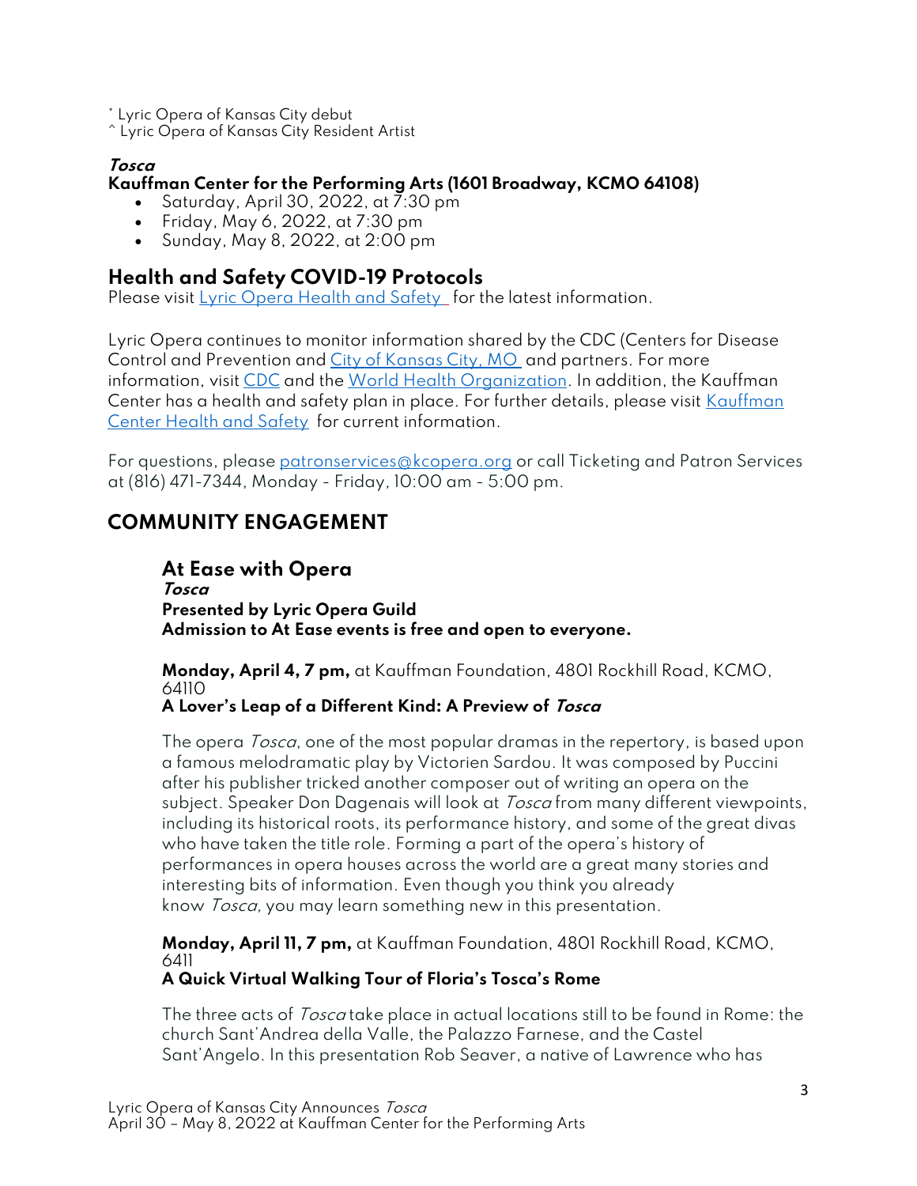\* Lyric Opera of Kansas City debut
^ Lyric Opera of Kansas City Resident Artist

***Tosca***
**Kauffman Center for the Performing Arts (1601 Broadway, KCMO 64108)**

- Saturday, April 30, 2022, at 7:30 pm
- Friday, May 6, 2022, at 7:30 pm
- Sunday, May 8, 2022, at 2:00 pm

## Health and Safety COVID-19 Protocols

Please visit Lyric Opera Health and Safety for the latest information.

Lyric Opera continues to monitor information shared by the CDC (Centers for Disease Control and Prevention and City of Kansas City, MO and partners. For more information, visit CDC and the World Health Organization. In addition, the Kauffman Center has a health and safety plan in place. For further details, please visit Kauffman Center Health and Safety for current information.

For questions, please patronservices@kcopera.org or call Ticketing and Patron Services at (816) 471-7344, Monday - Friday, 10:00 am - 5:00 pm.

## COMMUNITY ENGAGEMENT

### At Ease with Opera

***Tosca***
**Presented by Lyric Opera Guild**
**Admission to At Ease events is free and open to everyone.**

**Monday, April 4, 7 pm,** at Kauffman Foundation, 4801 Rockhill Road, KCMO, 64110
**A Lover's Leap of a Different Kind: A Preview of *Tosca***

The opera *Tosca*, one of the most popular dramas in the repertory, is based upon a famous melodramatic play by Victorien Sardou. It was composed by Puccini after his publisher tricked another composer out of writing an opera on the subject. Speaker Don Dagenais will look at *Tosca* from many different viewpoints, including its historical roots, its performance history, and some of the great divas who have taken the title role. Forming a part of the opera's history of performances in opera houses across the world are a great many stories and interesting bits of information. Even though you think you already know *Tosca,* you may learn something new in this presentation.

**Monday, April 11, 7 pm,** at Kauffman Foundation, 4801 Rockhill Road, KCMO, 6411
**A Quick Virtual Walking Tour of Floria's Tosca's Rome**

The three acts of *Tosca* take place in actual locations still to be found in Rome: the church Sant'Andrea della Valle, the Palazzo Farnese, and the Castel Sant'Angelo. In this presentation Rob Seaver, a native of Lawrence who has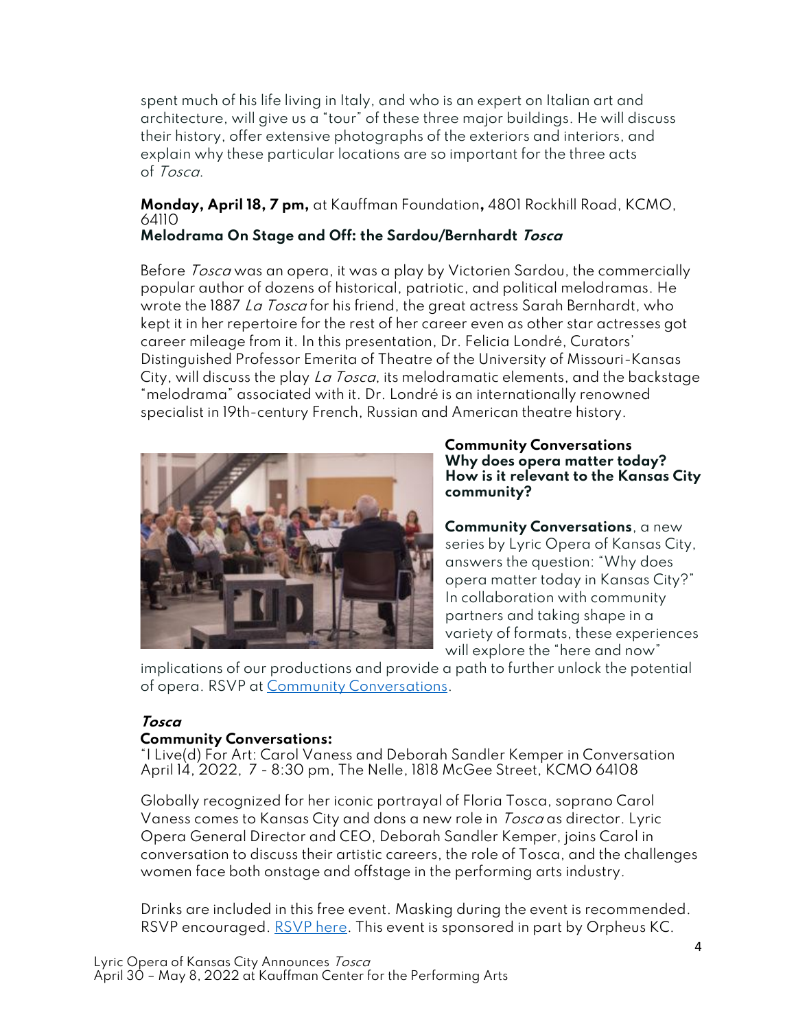spent much of his life living in Italy, and who is an expert on Italian art and architecture, will give us a "tour" of these three major buildings. He will discuss their history, offer extensive photographs of the exteriors and interiors, and explain why these particular locations are so important for the three acts of *Tosca*.

**Monday, April 18, 7 pm,** at Kauffman Foundation**,** 4801 Rockhill Road, KCMO, 64110
**Melodrama On Stage and Off: the Sardou/Bernhardt *Tosca***

Before *Tosca* was an opera, it was a play by Victorien Sardou, the commercially popular author of dozens of historical, patriotic, and political melodramas. He wrote the 1887 *La Tosca* for his friend, the great actress Sarah Bernhardt, who kept it in her repertoire for the rest of her career even as other star actresses got career mileage from it. In this presentation, Dr. Felicia Londré, Curators' Distinguished Professor Emerita of Theatre of the University of Missouri-Kansas City, will discuss the play *La Tosca*, its melodramatic elements, and the backstage "melodrama" associated with it. Dr. Londré is an internationally renowned specialist in 19th-century French, Russian and American theatre history.

**Community Conversations**
**Why does opera matter today?**
**How is it relevant to the Kansas City community?**

**Community Conversations**, a new series by Lyric Opera of Kansas City, answers the question: "Why does opera matter today in Kansas City?" In collaboration with community partners and taking shape in a variety of formats, these experiences will explore the "here and now" implications of our productions and provide a path to further unlock the potential of opera. RSVP at [Community Conversations](Community Conversations).

***Tosca***
**Community Conversations:**
"I Live(d) For Art: Carol Vaness and Deborah Sandler Kemper in Conversation
April 14, 2022, 7 - 8:30 pm, The Nelle, 1818 McGee Street, KCMO 64108

Globally recognized for her iconic portrayal of Floria Tosca, soprano Carol Vaness comes to Kansas City and dons a new role in *Tosca* as director. Lyric Opera General Director and CEO, Deborah Sandler Kemper, joins Carol in conversation to discuss their artistic careers, the role of Tosca, and the challenges women face both onstage and offstage in the performing arts industry.

Drinks are included in this free event. Masking during the event is recommended. RSVP encouraged. [RSVP here](RSVP here). This event is sponsored in part by Orpheus KC.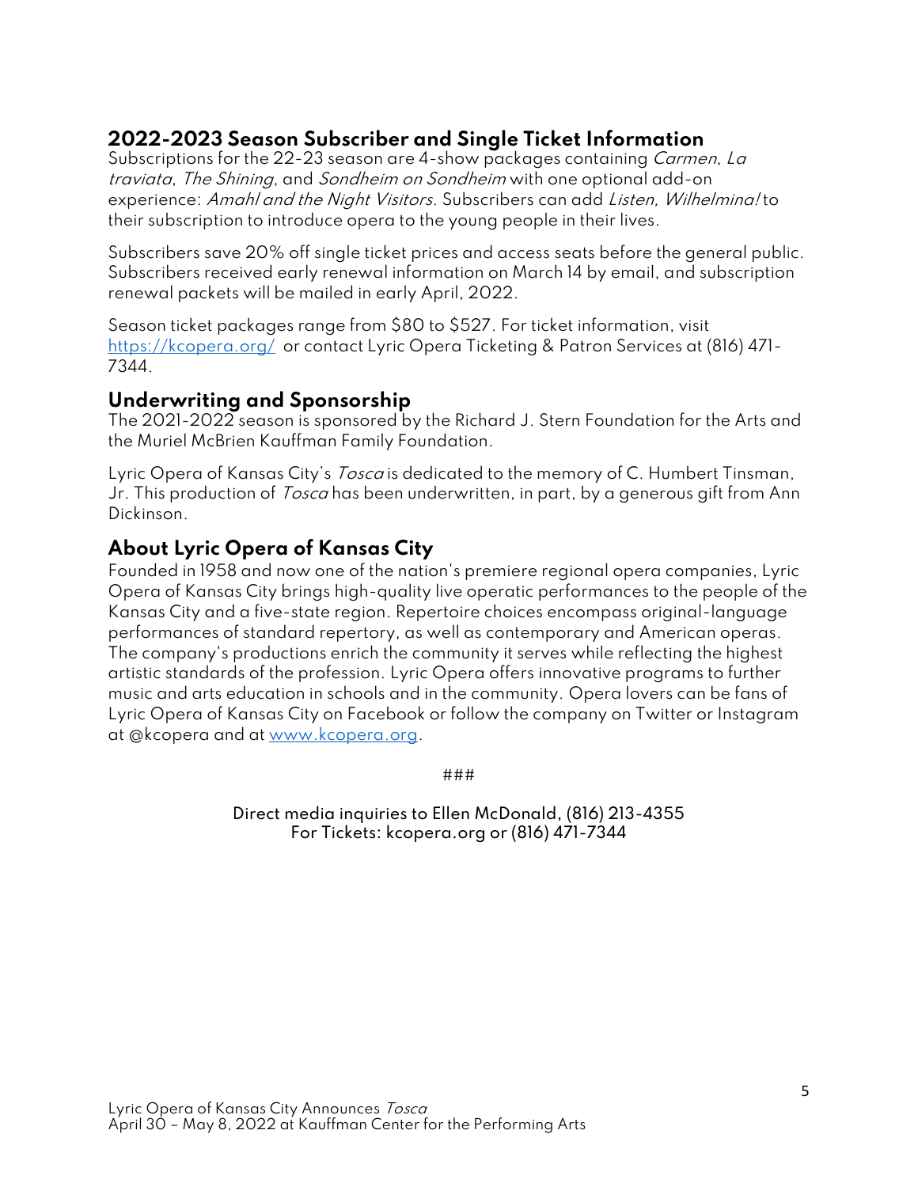## 2022-2023 Season Subscriber and Single Ticket Information

Subscriptions for the 22-23 season are 4-show packages containing *Carmen*, *La traviata*, *The Shining*, and *Sondheim on Sondheim* with one optional add-on experience: *Amahl and the Night Visitors.* Subscribers can add *Listen, Wilhelmina!* to their subscription to introduce opera to the young people in their lives.

Subscribers save 20% off single ticket prices and access seats before the general public. Subscribers received early renewal information on March 14 by email, and subscription renewal packets will be mailed in early April, 2022.

Season ticket packages range from $80 to $527. For ticket information, visit [https://kcopera.org/](https://kcopera.org/) or contact Lyric Opera Ticketing & Patron Services at (816) 471-7344.

## Underwriting and Sponsorship

The 2021-2022 season is sponsored by the Richard J. Stern Foundation for the Arts and the Muriel McBrien Kauffman Family Foundation.

Lyric Opera of Kansas City's *Tosca* is dedicated to the memory of C. Humbert Tinsman, Jr. This production of *Tosca* has been underwritten, in part, by a generous gift from Ann Dickinson.

## About Lyric Opera of Kansas City

Founded in 1958 and now one of the nation's premiere regional opera companies, Lyric Opera of Kansas City brings high-quality live operatic performances to the people of the Kansas City and a five-state region. Repertoire choices encompass original-language performances of standard repertory, as well as contemporary and American operas. The company's productions enrich the community it serves while reflecting the highest artistic standards of the profession. Lyric Opera offers innovative programs to further music and arts education in schools and in the community. Opera lovers can be fans of Lyric Opera of Kansas City on Facebook or follow the company on Twitter or Instagram at @kcopera and at [www.kcopera.org](http://www.kcopera.org).

###

Direct media inquiries to Ellen McDonald, (816) 213-4355
For Tickets: kcopera.org or (816) 471-7344